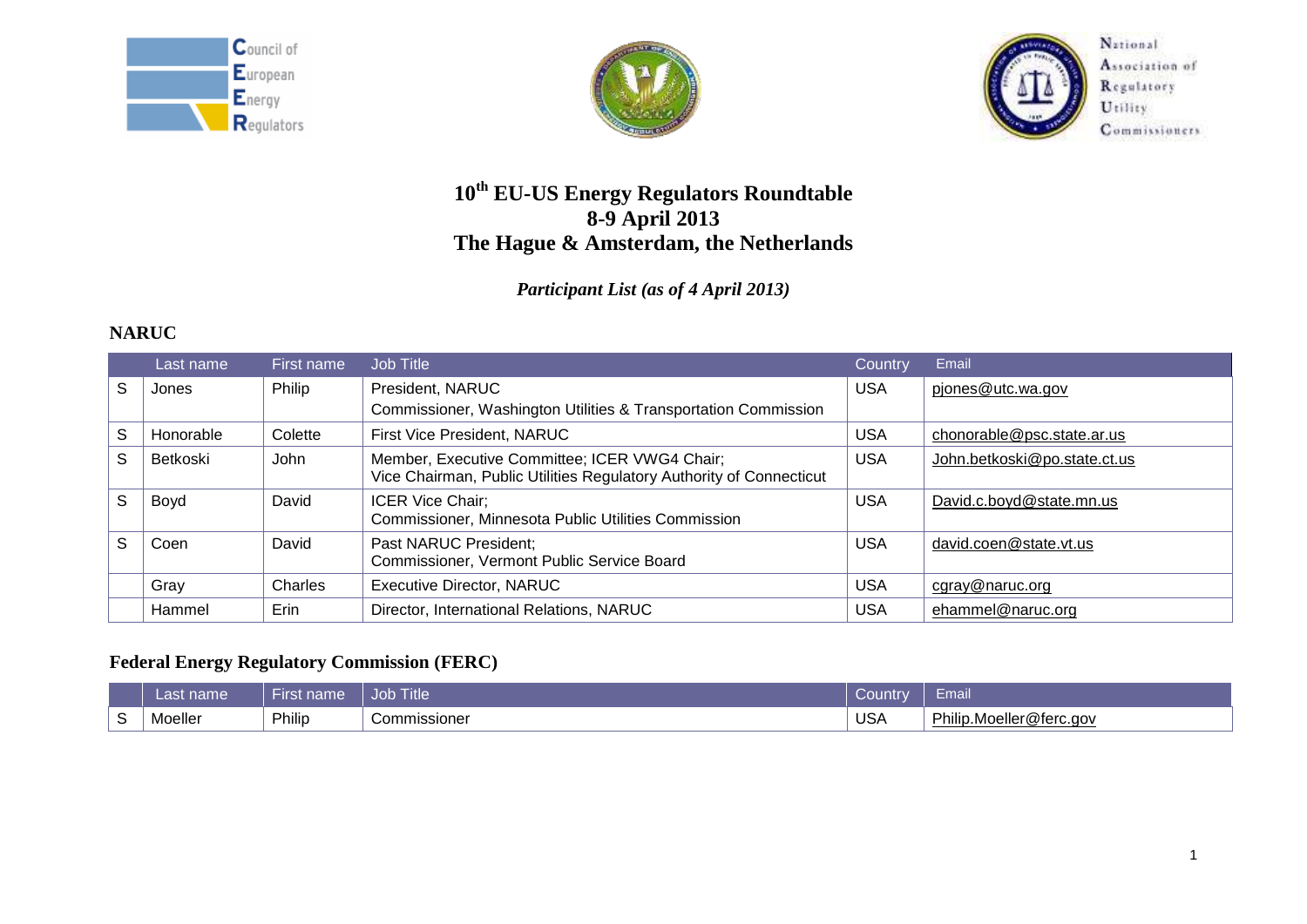# 10th EU-US Energy Regulators Roundtable
# 8-9 April 2013
# The Hague & Amsterdam, the Netherlands

*Participant List (as of 4 April 2013)*

## NARUC

| | Last name | First name | Job Title | Country | Email |
|---|---|---|---|---|---|
| S | Jones | Philip | President, NARUC<br>Commissioner, Washington Utilities & Transportation Commission | USA | pjones@utc.wa.gov |
| S | Honorable | Colette | First Vice President, NARUC | USA | chonorable@psc.state.ar.us |
| S | Betkoski | John | Member, Executive Committee; ICER VWG4 Chair;<br>Vice Chairman, Public Utilities Regulatory Authority of Connecticut | USA | John.betkoski@po.state.ct.us |
| S | Boyd | David | ICER Vice Chair;<br>Commissioner, Minnesota Public Utilities Commission | USA | David.c.boyd@state.mn.us |
| S | Coen | David | Past NARUC President;<br>Commissioner, Vermont Public Service Board | USA | david.coen@state.vt.us |
| | Gray | Charles | Executive Director, NARUC | USA | cgray@naruc.org |
| | Hammel | Erin | Director, International Relations, NARUC | USA | ehammel@naruc.org |

## Federal Energy Regulatory Commission (FERC)

| | Last name | First name | Job Title | Country | Email |
|---|---|---|---|---|---|
| S | Moeller | Philip | Commissioner | USA | Philip.Moeller@ferc.gov |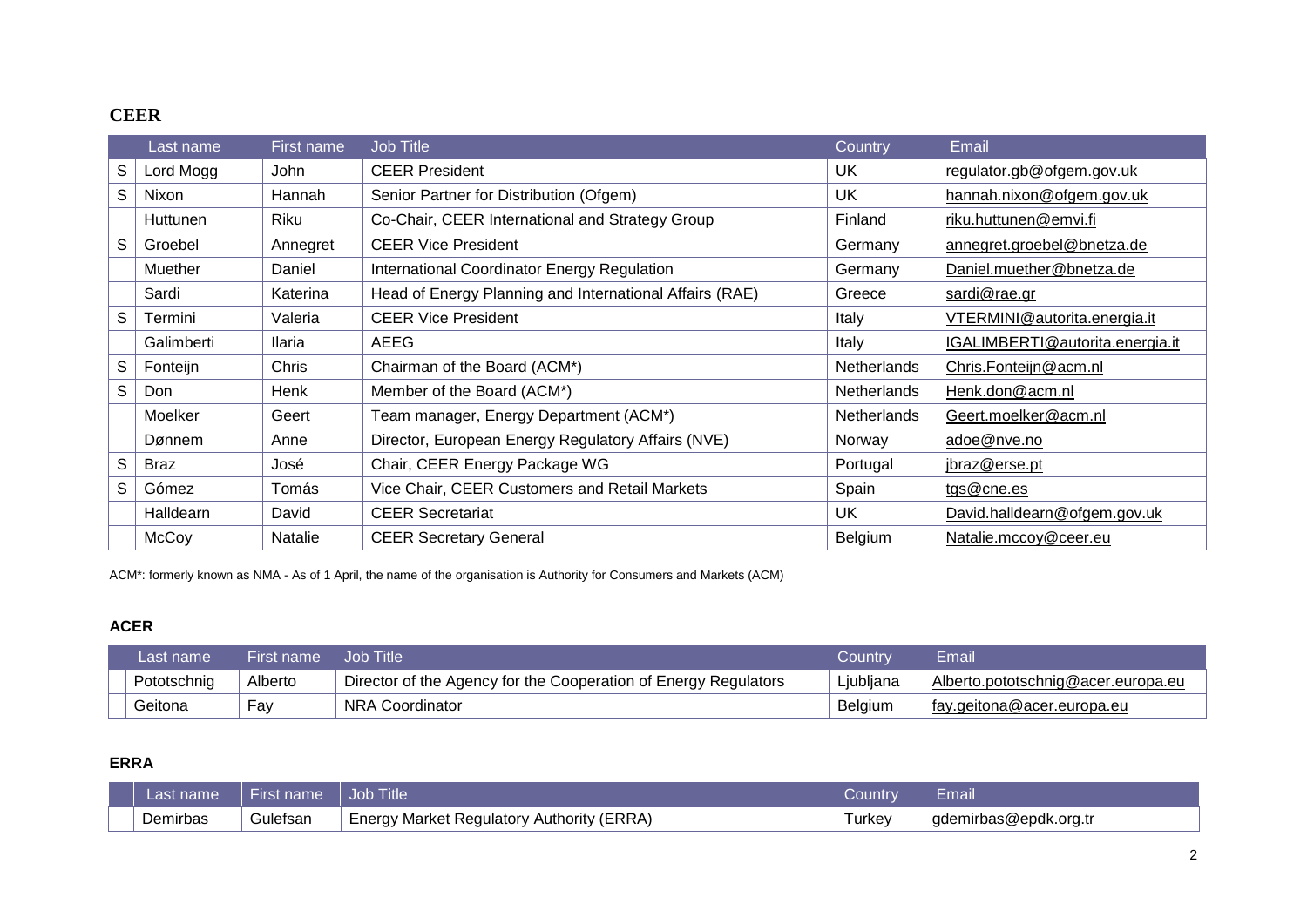## CEER

| | Last name | First name | Job Title | Country | Email |
|---|---|---|---|---|---|
| S | Lord Mogg | John | CEER President | UK | regulator.gb@ofgem.gov.uk |
| S | Nixon | Hannah | Senior Partner for Distribution (Ofgem) | UK | hannah.nixon@ofgem.gov.uk |
| | Huttunen | Riku | Co-Chair, CEER International and Strategy Group | Finland | riku.huttunen@emvi.fi |
| S | Groebel | Annegret | CEER Vice President | Germany | annegret.groebel@bnetza.de |
| | Muether | Daniel | International Coordinator Energy Regulation | Germany | Daniel.muether@bnetza.de |
| | Sardi | Katerina | Head of Energy Planning and International Affairs (RAE) | Greece | sardi@rae.gr |
| S | Termini | Valeria | CEER Vice President | Italy | VTERMINI@autorita.energia.it |
| | Galimberti | Ilaria | AEEG | Italy | IGALIMBERTI@autorita.energia.it |
| S | Fonteijn | Chris | Chairman of the Board (ACM*) | Netherlands | Chris.Fonteijn@acm.nl |
| S | Don | Henk | Member of the Board (ACM*) | Netherlands | Henk.don@acm.nl |
| | Moelker | Geert | Team manager, Energy Department (ACM*) | Netherlands | Geert.moelker@acm.nl |
| | Dønnem | Anne | Director, European Energy Regulatory Affairs (NVE) | Norway | adoe@nve.no |
| S | Braz | José | Chair, CEER Energy Package WG | Portugal | jbraz@erse.pt |
| S | Gómez | Tomás | Vice Chair, CEER Customers and Retail Markets | Spain | tgs@cne.es |
| | Halldearn | David | CEER Secretariat | UK | David.halldearn@ofgem.gov.uk |
| | McCoy | Natalie | CEER Secretary General | Belgium | Natalie.mccoy@ceer.eu |

ACM*: formerly known as NMA - As of 1 April, the name of the organisation is Authority for Consumers and Markets (ACM)

## ACER

| | Last name | First name | Job Title | Country | Email |
|---|---|---|---|---|---|
| | Pototschnig | Alberto | Director of the Agency for the Cooperation of Energy Regulators | Ljubljana | Alberto.pototschnig@acer.europa.eu |
| | Geitona | Fay | NRA Coordinator | Belgium | fay.geitona@acer.europa.eu |

## ERRA

| | Last name | First name | Job Title | Country | Email |
|---|---|---|---|---|---|
| | Demirbas | Gulefsan | Energy Market Regulatory Authority (ERRA) | Turkey | gdemirbas@epdk.org.tr |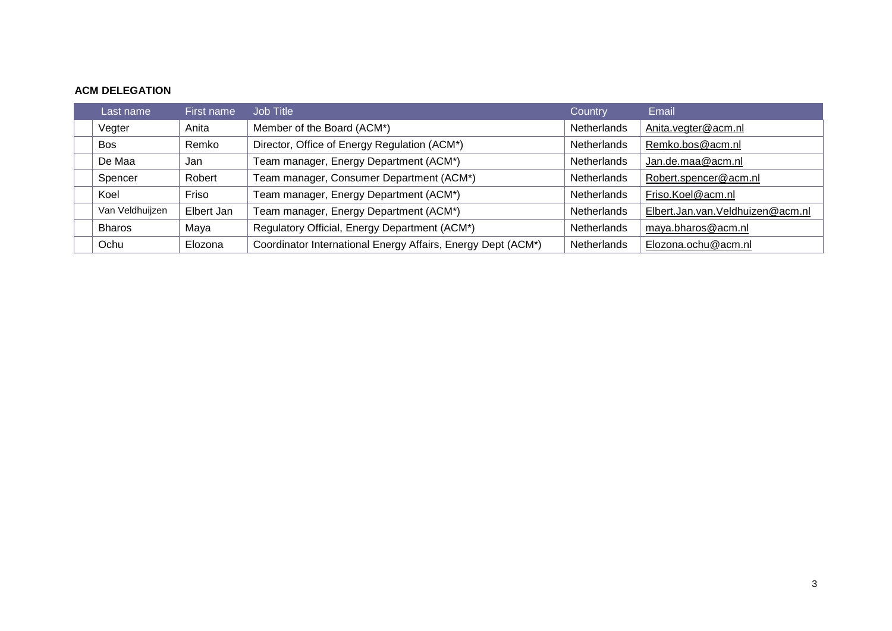**ACM DELEGATION**

| Last name | First name | Job Title | Country | Email |
|---|---|---|---|---|
| Vegter | Anita | Member of the Board (ACM*) | Netherlands | Anita.vegter@acm.nl |
| Bos | Remko | Director, Office of Energy Regulation (ACM*) | Netherlands | Remko.bos@acm.nl |
| De Maa | Jan | Team manager, Energy Department (ACM*) | Netherlands | Jan.de.maa@acm.nl |
| Spencer | Robert | Team manager, Consumer Department (ACM*) | Netherlands | Robert.spencer@acm.nl |
| Koel | Friso | Team manager, Energy Department (ACM*) | Netherlands | Friso.Koel@acm.nl |
| Van Veldhuijzen | Elbert Jan | Team manager, Energy Department (ACM*) | Netherlands | Elbert.Jan.van.Veldhuizen@acm.nl |
| Bharos | Maya | Regulatory Official, Energy Department (ACM*) | Netherlands | maya.bharos@acm.nl |
| Ochu | Elozona | Coordinator International Energy Affairs, Energy Dept (ACM*) | Netherlands | Elozona.ochu@acm.nl |